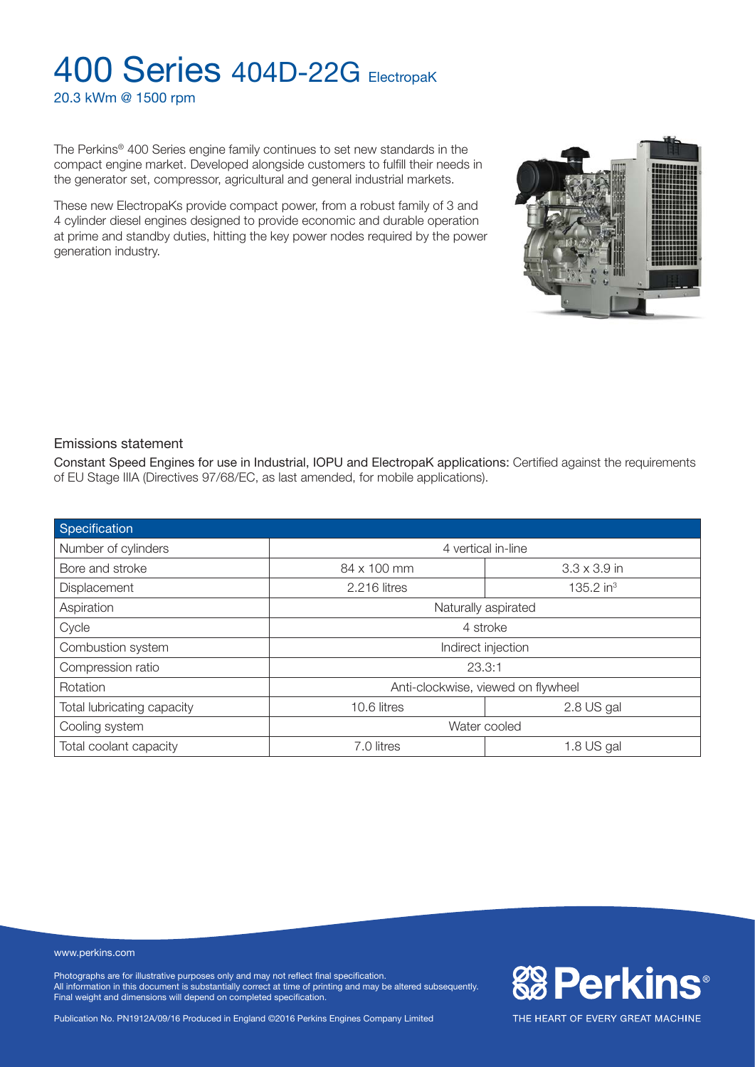# 400 Series 404D-22G ElectropaK

20.3 kWm @ 1500 rpm

The Perkins® 400 Series engine family continues to set new standards in the compact engine market. Developed alongside customers to fulfill their needs in the generator set, compressor, agricultural and general industrial markets.

These new ElectropaKs provide compact power, from a robust family of 3 and 4 cylinder diesel engines designed to provide economic and durable operation at prime and standby duties, hitting the key power nodes required by the power generation industry.

## Emissions statement

Constant Speed Engines for use in Industrial, IOPU and ElectropaK applications: Certified against the requirements of EU Stage IIIA (Directives 97/68/EC, as last amended, for mobile applications).

| Specification | | |
|---|---|---|
| Number of cylinders | 4 vertical in-line | |
| Bore and stroke | 84 x 100 mm | 3.3 x 3.9 in |
| Displacement | 2.216 litres | 135.2 in³ |
| Aspiration | Naturally aspirated | |
| Cycle | 4 stroke | |
| Combustion system | Indirect injection | |
| Compression ratio | 23.3:1 | |
| Rotation | Anti-clockwise, viewed on flywheel | |
| Total lubricating capacity | 10.6 litres | 2.8 US gal |
| Cooling system | Water cooled | |
| Total coolant capacity | 7.0 litres | 1.8 US gal |

www.perkins.com

Photographs are for illustrative purposes only and may not reflect final specification.
All information in this document is substantially correct at time of printing and may be altered subsequently.
Final weight and dimensions will depend on completed specification.

Publication No. PN1912A/09/16 Produced in England ©2016 Perkins Engines Company Limited

Perkins®

THE HEART OF EVERY GREAT MACHINE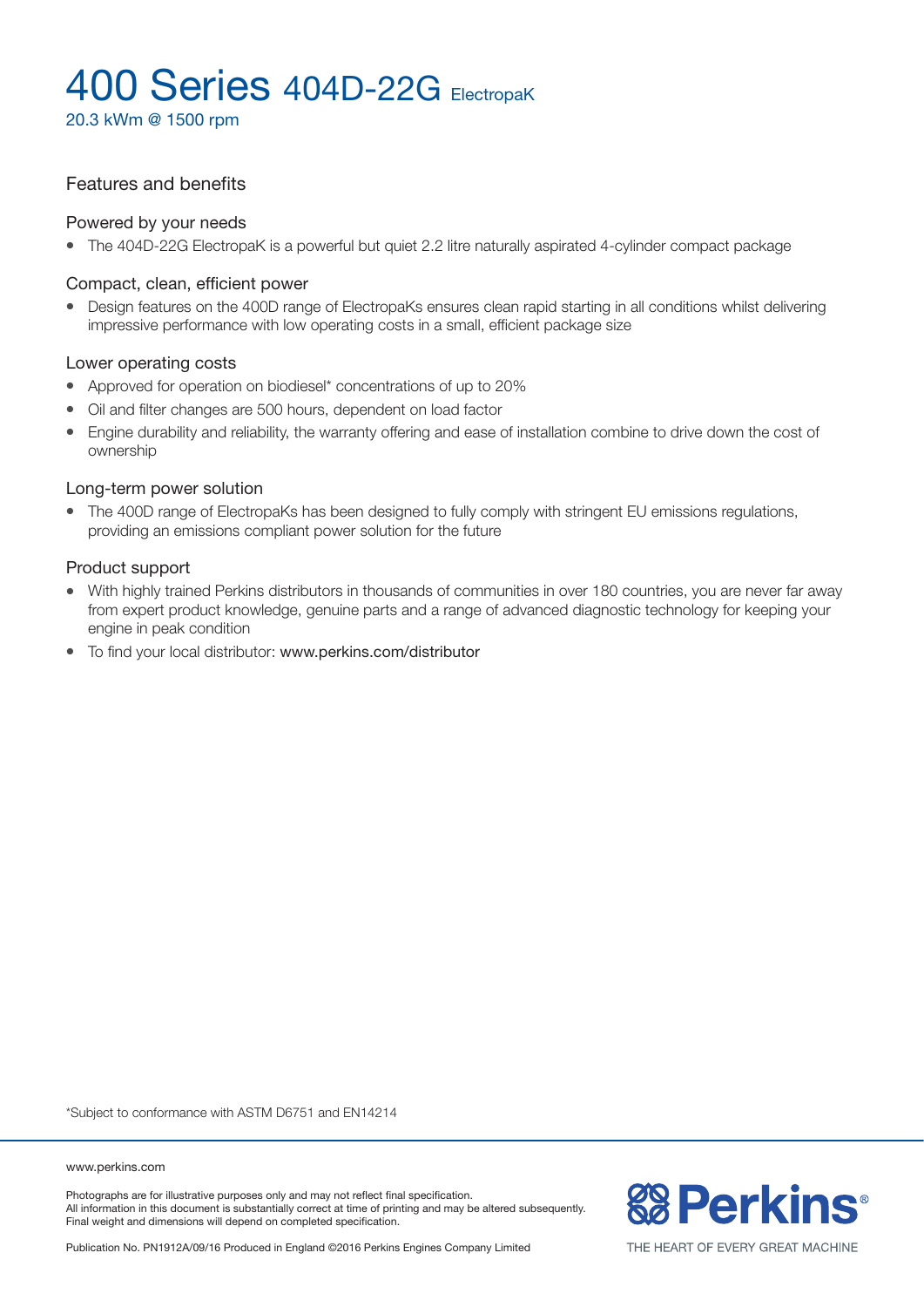# 400 Series 404D-22G ElectropaK

20.3 kWm @ 1500 rpm

## Features and benefits

### Powered by your needs

- The 404D-22G ElectropaK is a powerful but quiet 2.2 litre naturally aspirated 4-cylinder compact package

### Compact, clean, efficient power

- Design features on the 400D range of ElectropaKs ensures clean rapid starting in all conditions whilst delivering impressive performance with low operating costs in a small, efficient package size

### Lower operating costs

- Approved for operation on biodiesel* concentrations of up to 20%
- Oil and filter changes are 500 hours, dependent on load factor
- Engine durability and reliability, the warranty offering and ease of installation combine to drive down the cost of ownership

### Long-term power solution

- The 400D range of ElectropaKs has been designed to fully comply with stringent EU emissions regulations, providing an emissions compliant power solution for the future

### Product support

- With highly trained Perkins distributors in thousands of communities in over 180 countries, you are never far away from expert product knowledge, genuine parts and a range of advanced diagnostic technology for keeping your engine in peak condition
- To find your local distributor: www.perkins.com/distributor

*Subject to conformance with ASTM D6751 and EN14214

www.perkins.com

Photographs are for illustrative purposes only and may not reflect final specification.
All information in this document is substantially correct at time of printing and may be altered subsequently.
Final weight and dimensions will depend on completed specification.

Publication No. PN1912A/09/16 Produced in England ©2016 Perkins Engines Company Limited

Perkins®
THE HEART OF EVERY GREAT MACHINE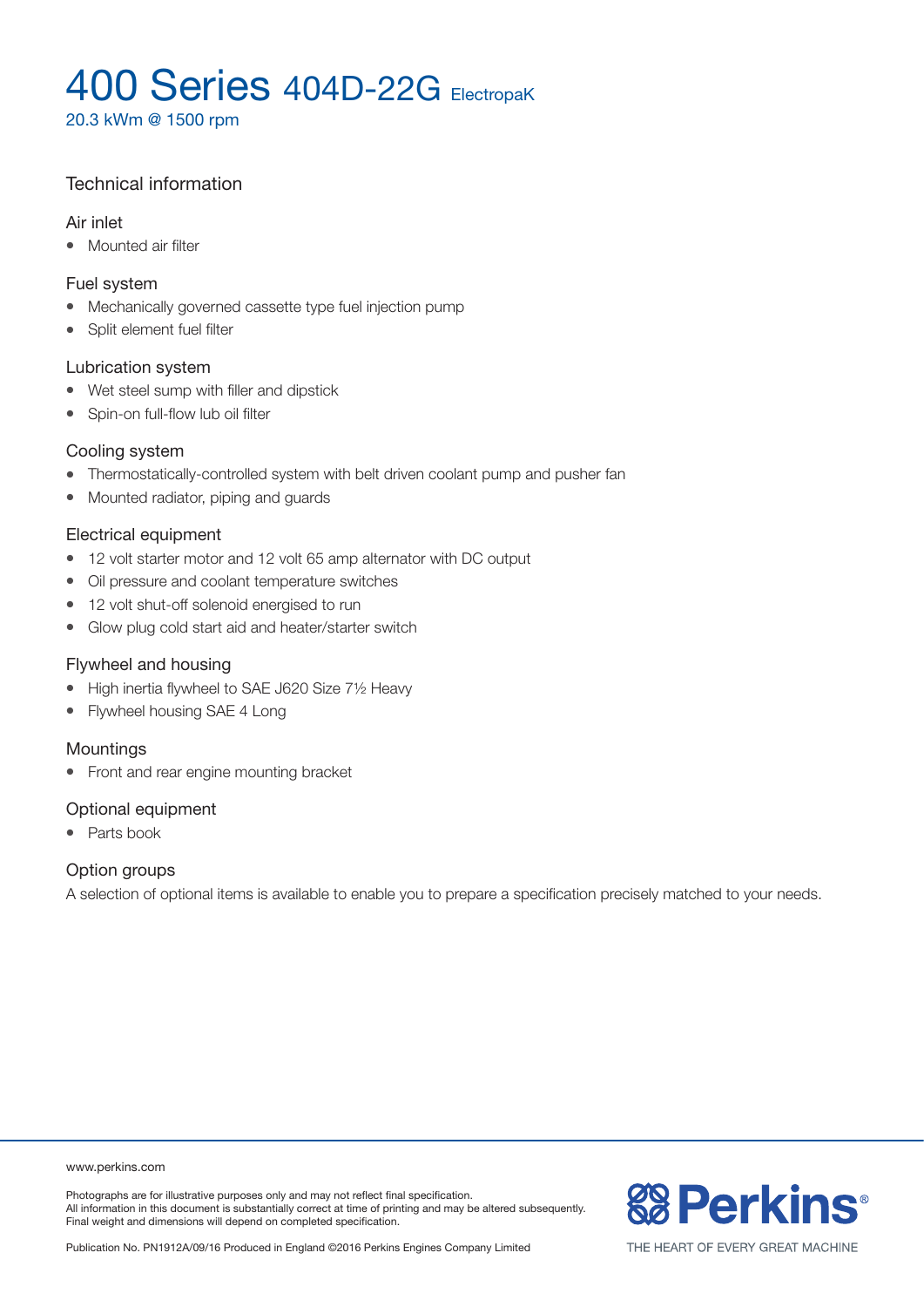# 400 Series 404D-22G ElectropaK

20.3 kWm @ 1500 rpm

## Technical information

### Air inlet

- Mounted air filter

### Fuel system

- Mechanically governed cassette type fuel injection pump
- Split element fuel filter

### Lubrication system

- Wet steel sump with filler and dipstick
- Spin-on full-flow lub oil filter

### Cooling system

- Thermostatically-controlled system with belt driven coolant pump and pusher fan
- Mounted radiator, piping and guards

### Electrical equipment

- 12 volt starter motor and 12 volt 65 amp alternator with DC output
- Oil pressure and coolant temperature switches
- 12 volt shut-off solenoid energised to run
- Glow plug cold start aid and heater/starter switch

### Flywheel and housing

- High inertia flywheel to SAE J620 Size 7½ Heavy
- Flywheel housing SAE 4 Long

### Mountings

- Front and rear engine mounting bracket

### Optional equipment

- Parts book

### Option groups

A selection of optional items is available to enable you to prepare a specification precisely matched to your needs.

www.perkins.com

Photographs are for illustrative purposes only and may not reflect final specification.
All information in this document is substantially correct at time of printing and may be altered subsequently.
Final weight and dimensions will depend on completed specification.

Publication No. PN1912A/09/16 Produced in England ©2016 Perkins Engines Company Limited

Perkins® THE HEART OF EVERY GREAT MACHINE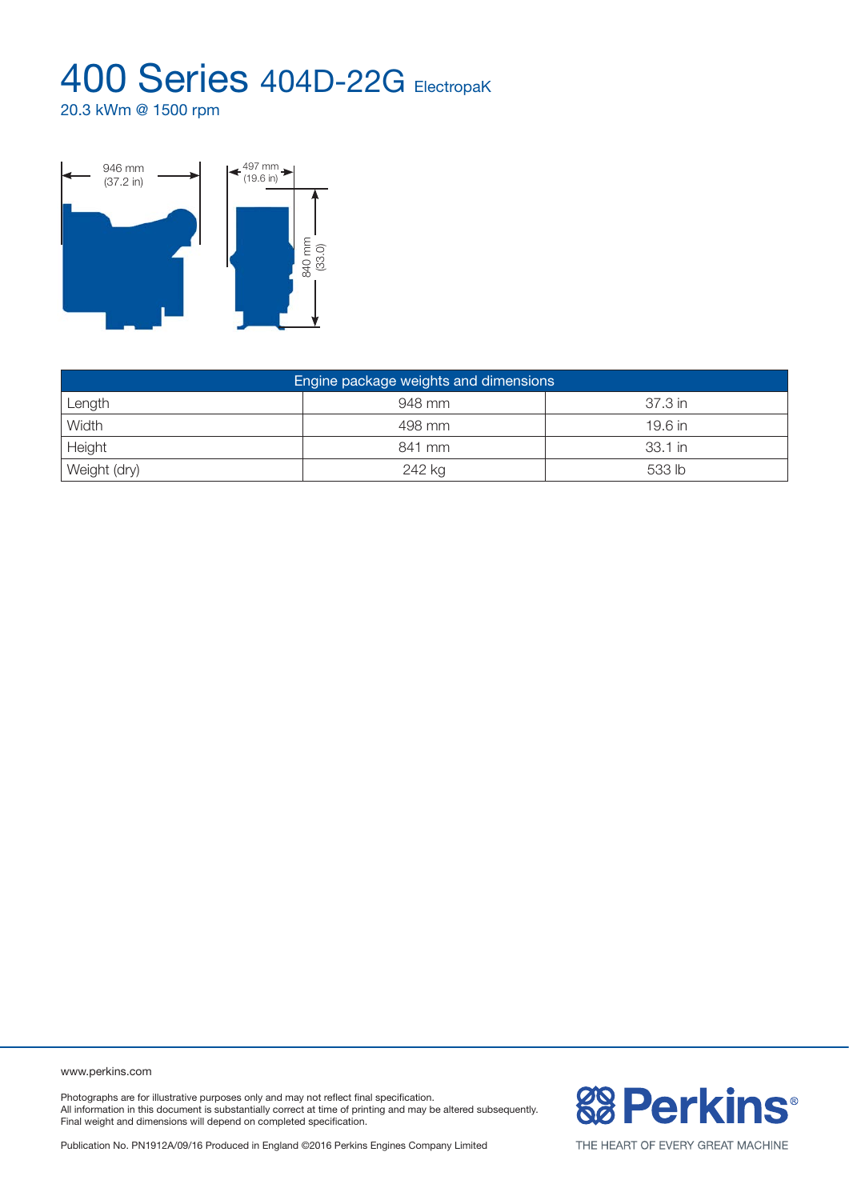# 400 Series 404D-22G ElectropaK

20.3 kWm @ 1500 rpm

946 mm
(37.2 in)

497 mm
(19.6 in)

840 mm
(33.0)

| Engine package weights and dimensions | | |
|---|---|---|
| Length | 948 mm | 37.3 in |
| Width | 498 mm | 19.6 in |
| Height | 841 mm | 33.1 in |
| Weight (dry) | 242 kg | 533 lb |

www.perkins.com

Photographs are for illustrative purposes only and may not reflect final specification.
All information in this document is substantially correct at time of printing and may be altered subsequently.
Final weight and dimensions will depend on completed specification.

Publication No. PN1912A/09/16 Produced in England ©2016 Perkins Engines Company Limited

Perkins®

THE HEART OF EVERY GREAT MACHINE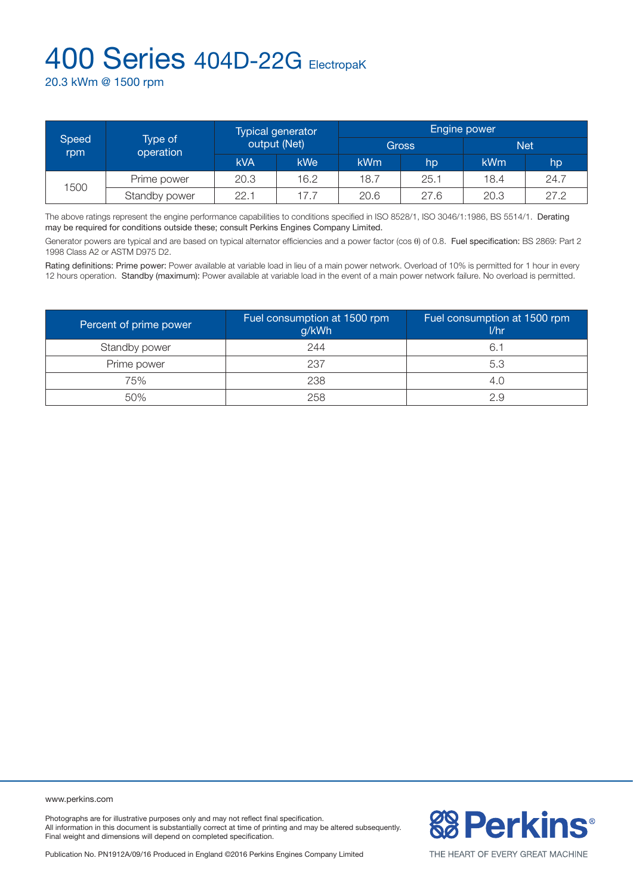# 400 Series 404D-22G ElectropaK

20.3 kWm @ 1500 rpm

| Speed rpm | Type of operation | Typical generator output (Net) | | Engine power | | | |
|---|---|---|---|---|---|---|---|
| | | | | Gross | | Net | |
| | | kVA | kWe | kWm | hp | kWm | hp |
| 1500 | Prime power | 20.3 | 16.2 | 18.7 | 25.1 | 18.4 | 24.7 |
| | Standby power | 22.1 | 17.7 | 20.6 | 27.6 | 20.3 | 27.2 |

The above ratings represent the engine performance capabilities to conditions specified in ISO 8528/1, ISO 3046/1:1986, BS 5514/1. Derating may be required for conditions outside these; consult Perkins Engines Company Limited.

Generator powers are typical and are based on typical alternator efficiencies and a power factor (cos θ) of 0.8. Fuel specification: BS 2869: Part 2 1998 Class A2 or ASTM D975 D2.

Rating definitions: Prime power: Power available at variable load in lieu of a main power network. Overload of 10% is permitted for 1 hour in every 12 hours operation. Standby (maximum): Power available at variable load in the event of a main power network failure. No overload is permitted.

| Percent of prime power | Fuel consumption at 1500 rpm g/kWh | Fuel consumption at 1500 rpm l/hr |
|---|---|---|
| Standby power | 244 | 6.1 |
| Prime power | 237 | 5.3 |
| 75% | 238 | 4.0 |
| 50% | 258 | 2.9 |

www.perkins.com

Photographs are for illustrative purposes only and may not reflect final specification.
All information in this document is substantially correct at time of printing and may be altered subsequently.
Final weight and dimensions will depend on completed specification.

Publication No. PN1912A/09/16 Produced in England ©2016 Perkins Engines Company Limited

Perkins®

THE HEART OF EVERY GREAT MACHINE